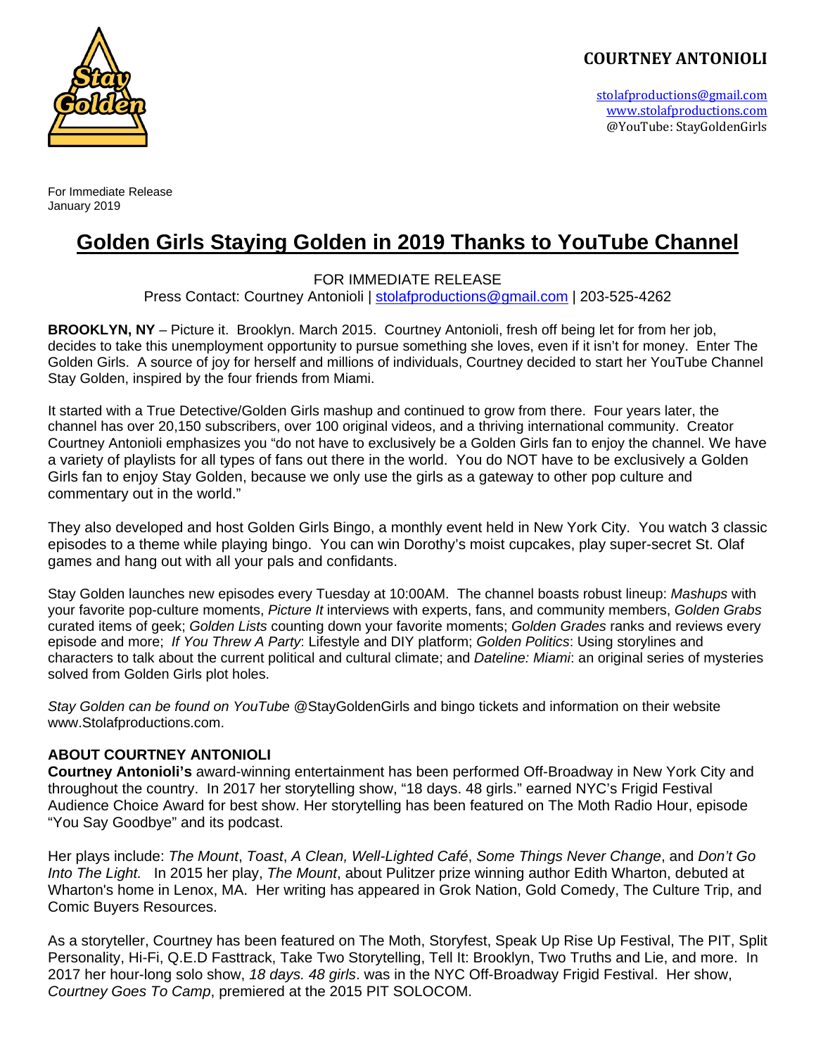**COURTNEY ANTONIOLI**

stolafproductions@gmail.com
www.stolafproductions.com
@YouTube: StayGoldenGirls

For Immediate Release
January 2019

# Golden Girls Staying Golden in 2019 Thanks to YouTube Channel

FOR IMMEDIATE RELEASE
Press Contact: Courtney Antonioli | stolafproductions@gmail.com | 203-525-4262

**BROOKLYN, NY** – Picture it. Brooklyn. March 2015. Courtney Antonioli, fresh off being let for from her job, decides to take this unemployment opportunity to pursue something she loves, even if it isn't for money. Enter The Golden Girls. A source of joy for herself and millions of individuals, Courtney decided to start her YouTube Channel Stay Golden, inspired by the four friends from Miami.

It started with a True Detective/Golden Girls mashup and continued to grow from there. Four years later, the channel has over 20,150 subscribers, over 100 original videos, and a thriving international community. Creator Courtney Antonioli emphasizes you "do not have to exclusively be a Golden Girls fan to enjoy the channel. We have a variety of playlists for all types of fans out there in the world. You do NOT have to be exclusively a Golden Girls fan to enjoy Stay Golden, because we only use the girls as a gateway to other pop culture and commentary out in the world."

They also developed and host Golden Girls Bingo, a monthly event held in New York City. You watch 3 classic episodes to a theme while playing bingo. You can win Dorothy's moist cupcakes, play super-secret St. Olaf games and hang out with all your pals and confidants.

Stay Golden launches new episodes every Tuesday at 10:00AM. The channel boasts robust lineup: *Mashups* with your favorite pop-culture moments, *Picture It* interviews with experts, fans, and community members, *Golden Grabs* curated items of geek; *Golden Lists* counting down your favorite moments; *Golden Grades* ranks and reviews every episode and more; *If You Threw A Party*: Lifestyle and DIY platform; *Golden Politics*: Using storylines and characters to talk about the current political and cultural climate; and *Dateline: Miami*: an original series of mysteries solved from Golden Girls plot holes.

*Stay Golden can be found on YouTube* @StayGoldenGirls and bingo tickets and information on their website www.Stolafproductions.com.

## ABOUT COURTNEY ANTONIOLI

**Courtney Antonioli's** award-winning entertainment has been performed Off-Broadway in New York City and throughout the country. In 2017 her storytelling show, "18 days. 48 girls." earned NYC's Frigid Festival Audience Choice Award for best show. Her storytelling has been featured on The Moth Radio Hour, episode "You Say Goodbye" and its podcast.

Her plays include: *The Mount*, *Toast*, *A Clean, Well-Lighted Café*, *Some Things Never Change*, and *Don't Go Into The Light.* In 2015 her play, *The Mount*, about Pulitzer prize winning author Edith Wharton, debuted at Wharton's home in Lenox, MA. Her writing has appeared in Grok Nation, Gold Comedy, The Culture Trip, and Comic Buyers Resources.

As a storyteller, Courtney has been featured on The Moth, Storyfest, Speak Up Rise Up Festival, The PIT, Split Personality, Hi-Fi, Q.E.D Fasttrack, Take Two Storytelling, Tell It: Brooklyn, Two Truths and Lie, and more. In 2017 her hour-long solo show, *18 days. 48 girls*. was in the NYC Off-Broadway Frigid Festival. Her show, *Courtney Goes To Camp*, premiered at the 2015 PIT SOLOCOM.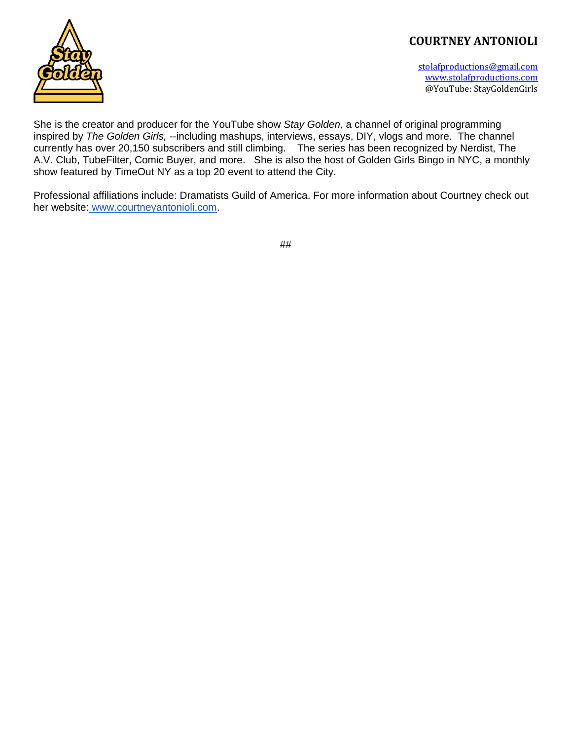**COURTNEY ANTONIOLI**

stolafproductions@gmail.com
www.stolafproductions.com
@YouTube: StayGoldenGirls

She is the creator and producer for the YouTube show *Stay Golden,* a channel of original programming inspired by *The Golden Girls,* --including mashups, interviews, essays, DIY, vlogs and more. The channel currently has over 20,150 subscribers and still climbing. The series has been recognized by Nerdist, The A.V. Club, TubeFilter, Comic Buyer, and more. She is also the host of Golden Girls Bingo in NYC, a monthly show featured by TimeOut NY as a top 20 event to attend the City.

Professional affiliations include: Dramatists Guild of America. For more information about Courtney check out her website: www.courtneyantonioli.com.

##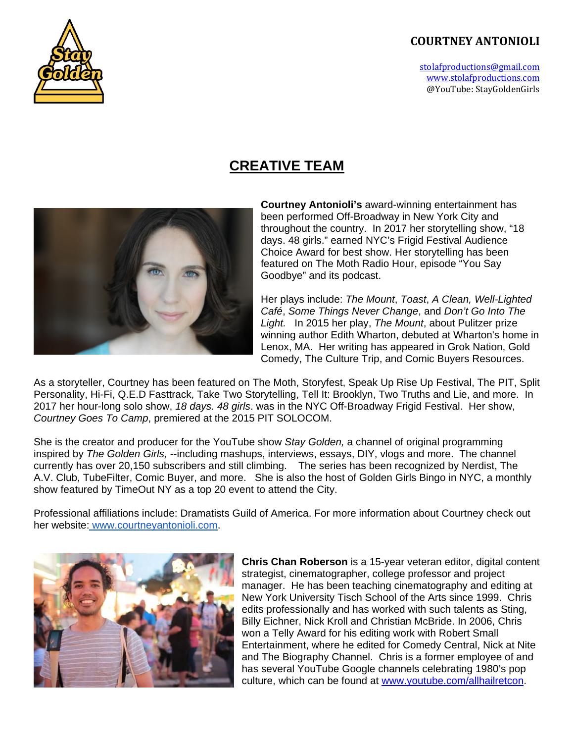**COURTNEY ANTONIOLI**

stolafproductions@gmail.com
www.stolafproductions.com
@YouTube: StayGoldenGirls

# CREATIVE TEAM

**Courtney Antonioli's** award-winning entertainment has been performed Off-Broadway in New York City and throughout the country. In 2017 her storytelling show, "18 days. 48 girls." earned NYC's Frigid Festival Audience Choice Award for best show. Her storytelling has been featured on The Moth Radio Hour, episode "You Say Goodbye" and its podcast.

Her plays include: *The Mount*, *Toast*, *A Clean, Well-Lighted Café*, *Some Things Never Change*, and *Don't Go Into The Light.* In 2015 her play, *The Mount*, about Pulitzer prize winning author Edith Wharton, debuted at Wharton's home in Lenox, MA. Her writing has appeared in Grok Nation, Gold Comedy, The Culture Trip, and Comic Buyers Resources.

As a storyteller, Courtney has been featured on The Moth, Storyfest, Speak Up Rise Up Festival, The PIT, Split Personality, Hi-Fi, Q.E.D Fasttrack, Take Two Storytelling, Tell It: Brooklyn, Two Truths and Lie, and more. In 2017 her hour-long solo show, *18 days. 48 girls*. was in the NYC Off-Broadway Frigid Festival. Her show, *Courtney Goes To Camp*, premiered at the 2015 PIT SOLOCOM.

She is the creator and producer for the YouTube show *Stay Golden,* a channel of original programming inspired by *The Golden Girls,* --including mashups, interviews, essays, DIY, vlogs and more. The channel currently has over 20,150 subscribers and still climbing. The series has been recognized by Nerdist, The A.V. Club, TubeFilter, Comic Buyer, and more. She is also the host of Golden Girls Bingo in NYC, a monthly show featured by TimeOut NY as a top 20 event to attend the City.

Professional affiliations include: Dramatists Guild of America. For more information about Courtney check out her website: www.courtneyantonioli.com.

**Chris Chan Roberson** is a 15-year veteran editor, digital content strategist, cinematographer, college professor and project manager. He has been teaching cinematography and editing at New York University Tisch School of the Arts since 1999. Chris edits professionally and has worked with such talents as Sting, Billy Eichner, Nick Kroll and Christian McBride. In 2006, Chris won a Telly Award for his editing work with Robert Small Entertainment, where he edited for Comedy Central, Nick at Nite and The Biography Channel. Chris is a former employee of and has several YouTube Google channels celebrating 1980's pop culture, which can be found at www.youtube.com/allhailretcon.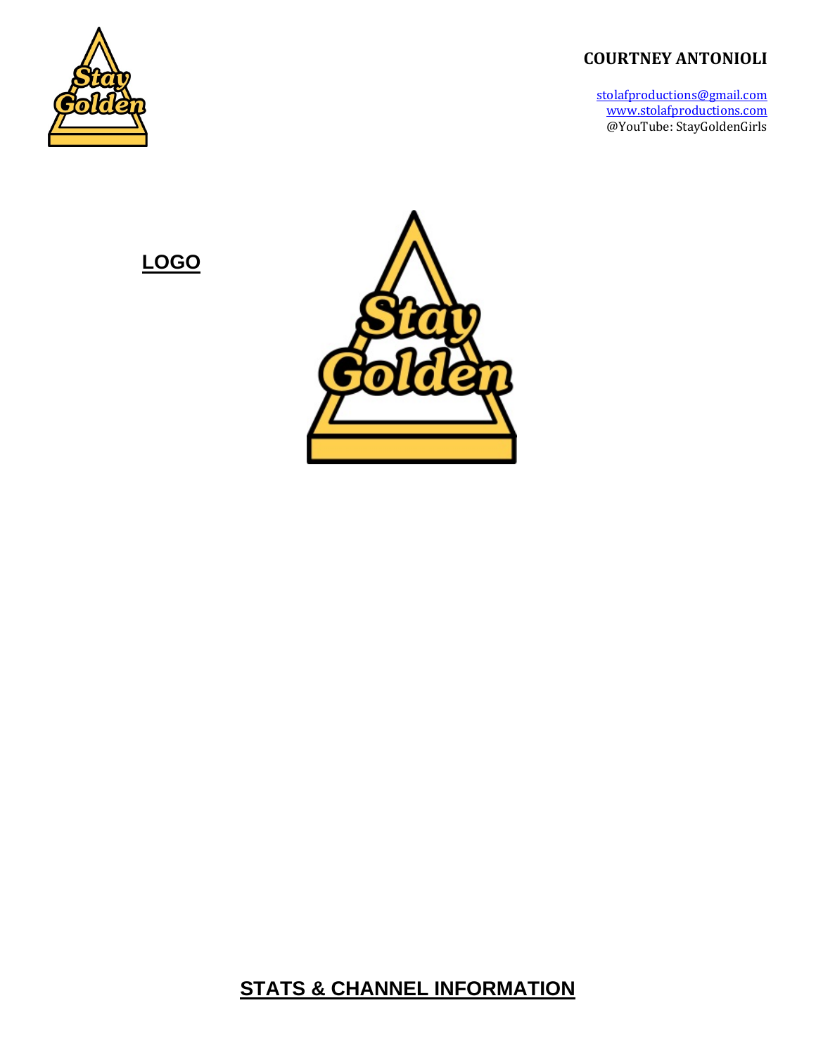**COURTNEY ANTONIOLI**

stolafproductions@gmail.com
www.stolafproductions.com
@YouTube: StayGoldenGirls

## LOGO

## STATS & CHANNEL INFORMATION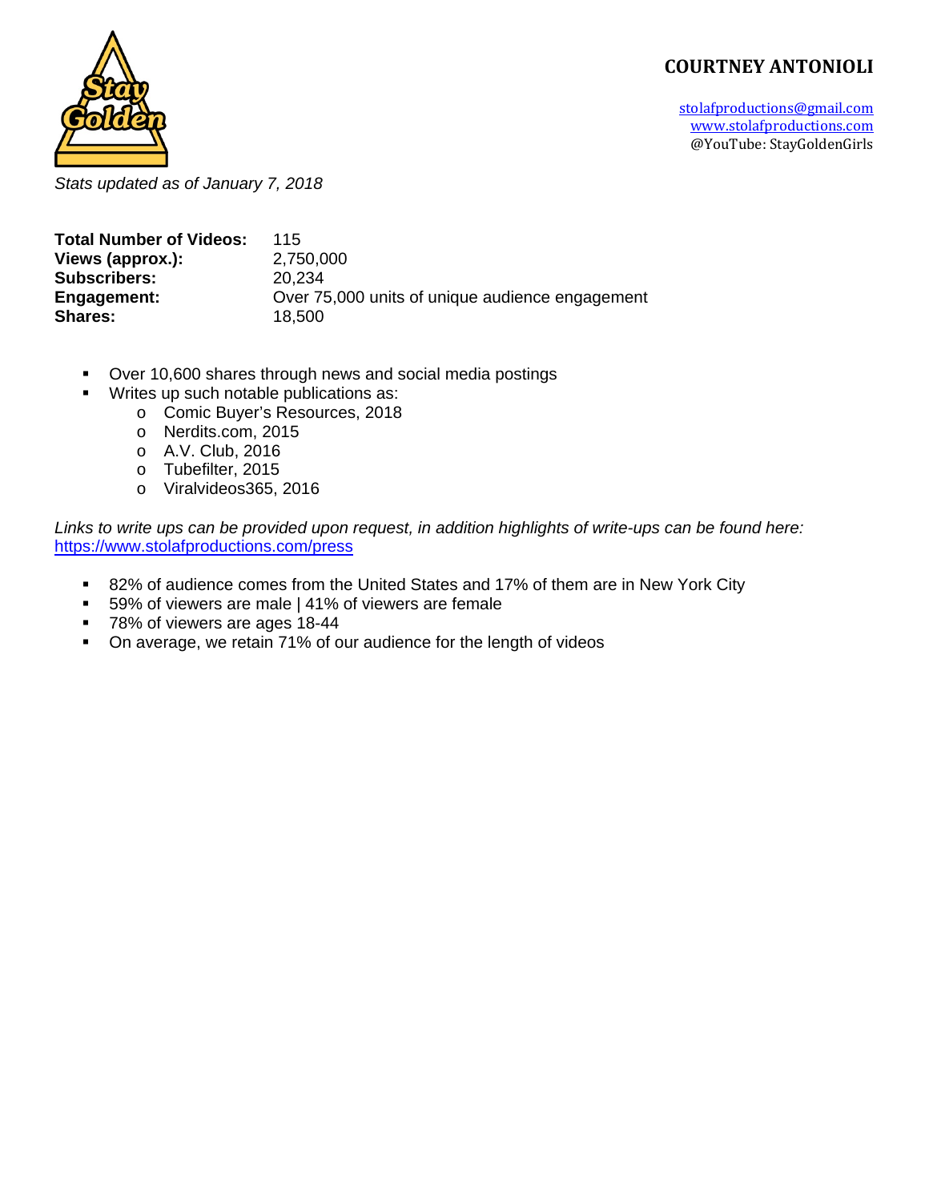**COURTNEY ANTONIOLI**

stolafproductions@gmail.com
www.stolafproductions.com
@YouTube: StayGoldenGirls

*Stats updated as of January 7, 2018*

**Total Number of Videos:** 115
**Views (approx.):** 2,750,000
**Subscribers:** 20,234
**Engagement:** Over 75,000 units of unique audience engagement
**Shares:** 18,500

- Over 10,600 shares through news and social media postings
- Writes up such notable publications as:
  - Comic Buyer's Resources, 2018
  - Nerdits.com, 2015
  - A.V. Club, 2016
  - Tubefilter, 2015
  - Viralvideos365, 2016

*Links to write ups can be provided upon request, in addition highlights of write-ups can be found here:* https://www.stolafproductions.com/press

- 82% of audience comes from the United States and 17% of them are in New York City
- 59% of viewers are male | 41% of viewers are female
- 78% of viewers are ages 18-44
- On average, we retain 71% of our audience for the length of videos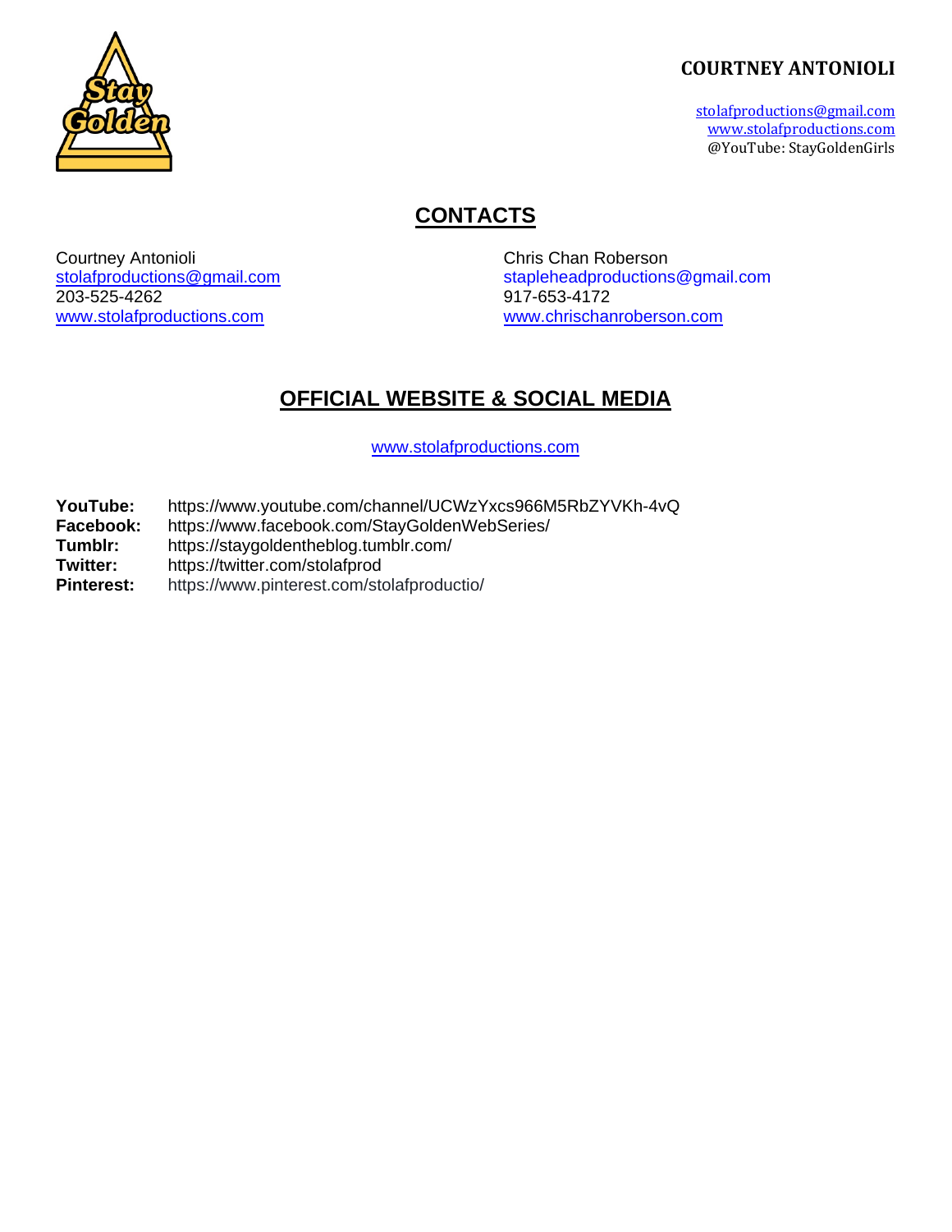**COURTNEY ANTONIOLI**

stolafproductions@gmail.com
www.stolafproductions.com
@YouTube: StayGoldenGirls

## CONTACTS

Courtney Antonioli
stolafproductions@gmail.com
203-525-4262
www.stolafproductions.com

Chris Chan Roberson
stapleheadproductions@gmail.com
917-653-4172
www.chrischanroberson.com

## OFFICIAL WEBSITE & SOCIAL MEDIA

www.stolafproductions.com

**YouTube:** https://www.youtube.com/channel/UCWzYxcs966M5RbZYVKh-4vQ
**Facebook:** https://www.facebook.com/StayGoldenWebSeries/
**Tumblr:** https://staygoldentheblog.tumblr.com/
**Twitter:** https://twitter.com/stolafprod
**Pinterest:** https://www.pinterest.com/stolafproductio/